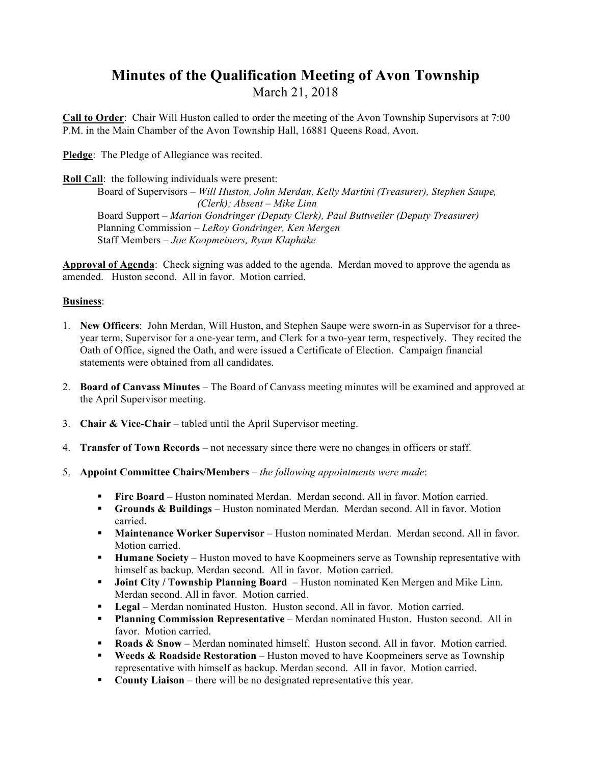# Minutes of the Qualification Meeting of Avon Township

March 21, 2018

**<u>Call to Order</u>**: Chair Will Huston called to order the meeting of the Avon Township Supervisors at 7:00 P.M. in the Main Chamber of the Avon Township Hall, 16881 Queens Road, Avon.

**<u>Pledge</u>**: The Pledge of Allegiance was recited.

**<u>Roll Call</u>**: the following individuals were present:

Board of Supervisors – *Will Huston, John Merdan, Kelly Martini (Treasurer), Stephen Saupe, (Clerk); Absent – Mike Linn*
Board Support – *Marion Gondringer (Deputy Clerk), Paul Buttweiler (Deputy Treasurer)*
Planning Commission – *LeRoy Gondringer, Ken Mergen*
Staff Members – *Joe Koopmeiners, Ryan Klaphake*

**<u>Approval of Agenda</u>**: Check signing was added to the agenda. Merdan moved to approve the agenda as amended. Huston second. All in favor. Motion carried.

**<u>Business</u>**:

1. **New Officers**: John Merdan, Will Huston, and Stephen Saupe were sworn-in as Supervisor for a three-year term, Supervisor for a one-year term, and Clerk for a two-year term, respectively. They recited the Oath of Office, signed the Oath, and were issued a Certificate of Election. Campaign financial statements were obtained from all candidates.

2. **Board of Canvass Minutes** – The Board of Canvass meeting minutes will be examined and approved at the April Supervisor meeting.

3. **Chair & Vice-Chair** – tabled until the April Supervisor meeting.

4. **Transfer of Town Records** – not necessary since there were no changes in officers or staff.

5. **Appoint Committee Chairs/Members** – *the following appointments were made*:

   - **Fire Board** – Huston nominated Merdan. Merdan second. All in favor. Motion carried.
   - **Grounds & Buildings** – Huston nominated Merdan. Merdan second. All in favor. Motion carried**.**
   - **Maintenance Worker Supervisor** – Huston nominated Merdan. Merdan second. All in favor. Motion carried.
   - **Humane Society** – Huston moved to have Koopmeiners serve as Township representative with himself as backup. Merdan second. All in favor. Motion carried.
   - **Joint City / Township Planning Board** – Huston nominated Ken Mergen and Mike Linn. Merdan second. All in favor. Motion carried.
   - **Legal** – Merdan nominated Huston. Huston second. All in favor. Motion carried.
   - **Planning Commission Representative** – Merdan nominated Huston. Huston second. All in favor. Motion carried.
   - **Roads & Snow** – Merdan nominated himself. Huston second. All in favor. Motion carried.
   - **Weeds & Roadside Restoration** – Huston moved to have Koopmeiners serve as Township representative with himself as backup. Merdan second. All in favor. Motion carried.
   - **County Liaison** – there will be no designated representative this year.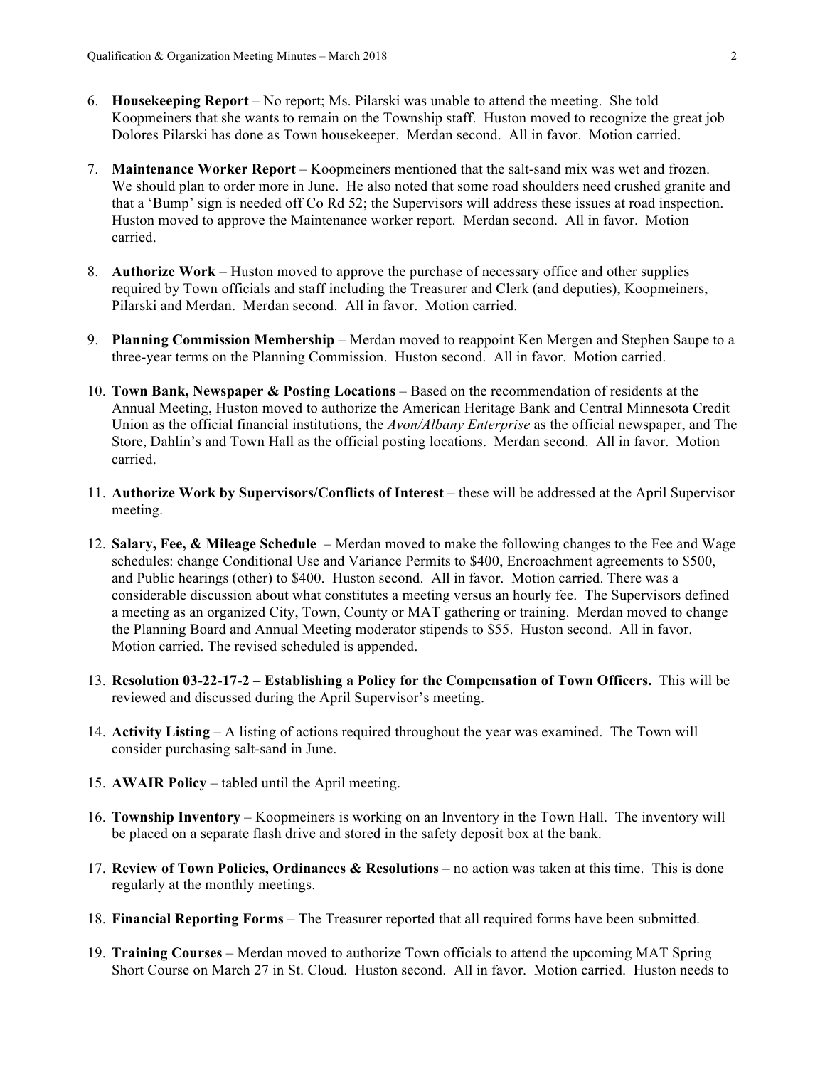6. **Housekeeping Report** – No report; Ms. Pilarski was unable to attend the meeting. She told Koopmeiners that she wants to remain on the Township staff. Huston moved to recognize the great job Dolores Pilarski has done as Town housekeeper. Merdan second. All in favor. Motion carried.

7. **Maintenance Worker Report** – Koopmeiners mentioned that the salt-sand mix was wet and frozen. We should plan to order more in June. He also noted that some road shoulders need crushed granite and that a 'Bump' sign is needed off Co Rd 52; the Supervisors will address these issues at road inspection. Huston moved to approve the Maintenance worker report. Merdan second. All in favor. Motion carried.

8. **Authorize Work** – Huston moved to approve the purchase of necessary office and other supplies required by Town officials and staff including the Treasurer and Clerk (and deputies), Koopmeiners, Pilarski and Merdan. Merdan second. All in favor. Motion carried.

9. **Planning Commission Membership** – Merdan moved to reappoint Ken Mergen and Stephen Saupe to a three-year terms on the Planning Commission. Huston second. All in favor. Motion carried.

10. **Town Bank, Newspaper & Posting Locations** – Based on the recommendation of residents at the Annual Meeting, Huston moved to authorize the American Heritage Bank and Central Minnesota Credit Union as the official financial institutions, the *Avon/Albany Enterprise* as the official newspaper, and The Store, Dahlin's and Town Hall as the official posting locations. Merdan second. All in favor. Motion carried.

11. **Authorize Work by Supervisors/Conflicts of Interest** – these will be addressed at the April Supervisor meeting.

12. **Salary, Fee, & Mileage Schedule** – Merdan moved to make the following changes to the Fee and Wage schedules: change Conditional Use and Variance Permits to $400, Encroachment agreements to $500, and Public hearings (other) to $400. Huston second. All in favor. Motion carried. There was a considerable discussion about what constitutes a meeting versus an hourly fee. The Supervisors defined a meeting as an organized City, Town, County or MAT gathering or training. Merdan moved to change the Planning Board and Annual Meeting moderator stipends to $55. Huston second. All in favor. Motion carried. The revised scheduled is appended.

13. **Resolution 03-22-17-2 – Establishing a Policy for the Compensation of Town Officers.** This will be reviewed and discussed during the April Supervisor's meeting.

14. **Activity Listing** – A listing of actions required throughout the year was examined. The Town will consider purchasing salt-sand in June.

15. **AWAIR Policy** – tabled until the April meeting.

16. **Township Inventory** – Koopmeiners is working on an Inventory in the Town Hall. The inventory will be placed on a separate flash drive and stored in the safety deposit box at the bank.

17. **Review of Town Policies, Ordinances & Resolutions** – no action was taken at this time. This is done regularly at the monthly meetings.

18. **Financial Reporting Forms** – The Treasurer reported that all required forms have been submitted.

19. **Training Courses** – Merdan moved to authorize Town officials to attend the upcoming MAT Spring Short Course on March 27 in St. Cloud. Huston second. All in favor. Motion carried. Huston needs to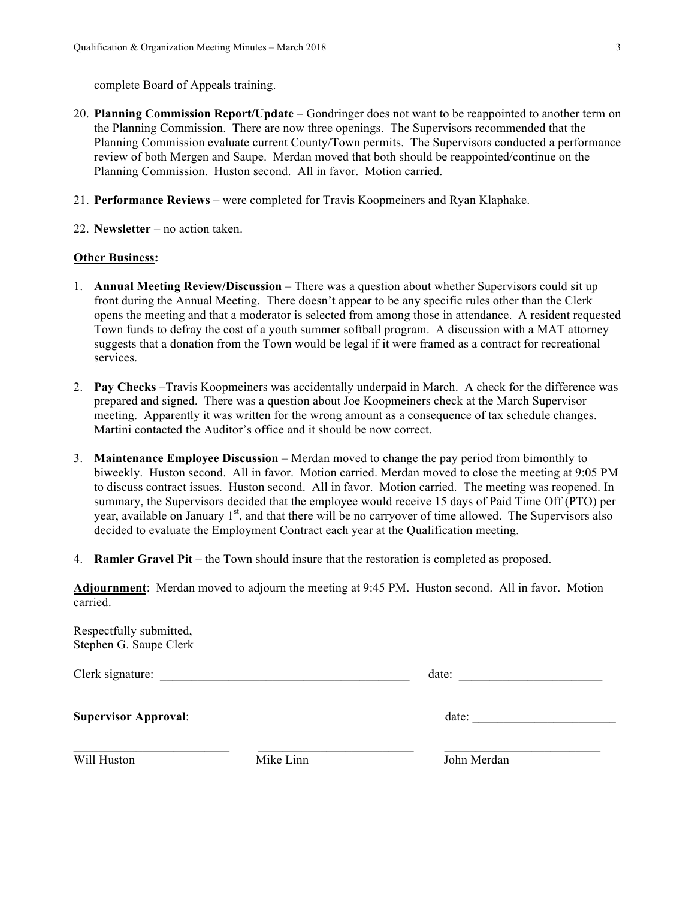complete Board of Appeals training.

20. **Planning Commission Report/Update** – Gondringer does not want to be reappointed to another term on the Planning Commission. There are now three openings. The Supervisors recommended that the Planning Commission evaluate current County/Town permits. The Supervisors conducted a performance review of both Mergen and Saupe. Merdan moved that both should be reappointed/continue on the Planning Commission. Huston second. All in favor. Motion carried.

21. **Performance Reviews** – were completed for Travis Koopmeiners and Ryan Klaphake.

22. **Newsletter** – no action taken.

**Other Business:**

1. **Annual Meeting Review/Discussion** – There was a question about whether Supervisors could sit up front during the Annual Meeting. There doesn't appear to be any specific rules other than the Clerk opens the meeting and that a moderator is selected from among those in attendance. A resident requested Town funds to defray the cost of a youth summer softball program. A discussion with a MAT attorney suggests that a donation from the Town would be legal if it were framed as a contract for recreational services.

2. **Pay Checks** –Travis Koopmeiners was accidentally underpaid in March. A check for the difference was prepared and signed. There was a question about Joe Koopmeiners check at the March Supervisor meeting. Apparently it was written for the wrong amount as a consequence of tax schedule changes. Martini contacted the Auditor's office and it should be now correct.

3. **Maintenance Employee Discussion** – Merdan moved to change the pay period from bimonthly to biweekly. Huston second. All in favor. Motion carried. Merdan moved to close the meeting at 9:05 PM to discuss contract issues. Huston second. All in favor. Motion carried. The meeting was reopened. In summary, the Supervisors decided that the employee would receive 15 days of Paid Time Off (PTO) per year, available on January 1st, and that there will be no carryover of time allowed. The Supervisors also decided to evaluate the Employment Contract each year at the Qualification meeting.

4. **Ramler Gravel Pit** – the Town should insure that the restoration is completed as proposed.

**Adjournment**: Merdan moved to adjourn the meeting at 9:45 PM. Huston second. All in favor. Motion carried.

Respectfully submitted,
Stephen G. Saupe Clerk

Clerk signature: \_\_\_\_\_\_\_\_\_\_\_\_\_\_\_\_\_\_\_\_\_\_\_\_\_\_\_\_\_\_\_\_\_\_\_\_\_\_\_\_ date: \_\_\_\_\_\_\_\_\_\_\_\_\_\_\_\_\_\_\_\_\_\_\_

**Supervisor Approval**: date: \_\_\_\_\_\_\_\_\_\_\_\_\_\_\_\_\_\_\_\_\_\_\_

\_\_\_\_\_\_\_\_\_\_\_\_\_\_\_\_\_\_\_\_\_\_\_\_\_ \_\_\_\_\_\_\_\_\_\_\_\_\_\_\_\_\_\_\_\_\_\_\_\_\_ \_\_\_\_\_\_\_\_\_\_\_\_\_\_\_\_\_\_\_\_\_\_\_\_\_
Will Huston Mike Linn John Merdan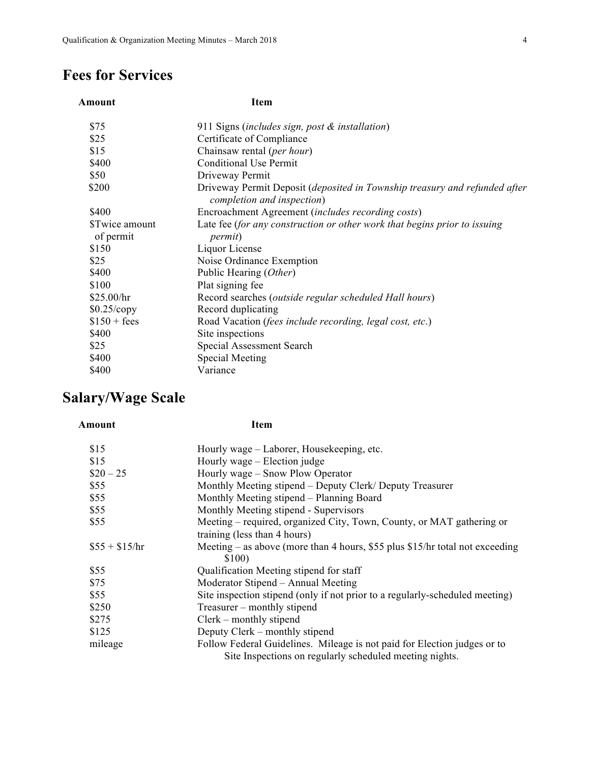## Fees for Services

| Amount | Item |
|---|---|
| $75 | 911 Signs (*includes sign, post & installation*) |
| $25 | Certificate of Compliance |
| $15 | Chainsaw rental (*per hour*) |
| $400 | Conditional Use Permit |
| $50 | Driveway Permit |
| $200 | Driveway Permit Deposit (*deposited in Township treasury and refunded after completion and inspection*) |
| $400 | Encroachment Agreement (*includes recording costs*) |
| $Twice amount of permit | Late fee (*for any construction or other work that begins prior to issuing permit*) |
| $150 | Liquor License |
| $25 | Noise Ordinance Exemption |
| $400 | Public Hearing (*Other*) |
| $100 | Plat signing fee |
| $25.00/hr | Record searches (*outside regular scheduled Hall hours*) |
| $0.25/copy | Record duplicating |
| $150 + fees | Road Vacation (*fees include recording, legal cost, etc*.) |
| $400 | Site inspections |
| $25 | Special Assessment Search |
| $400 | Special Meeting |
| $400 | Variance |

## Salary/Wage Scale

| Amount | Item |
|---|---|
| $15 | Hourly wage – Laborer, Housekeeping, etc. |
| $15 | Hourly wage – Election judge |
| $20 – 25 | Hourly wage – Snow Plow Operator |
| $55 | Monthly Meeting stipend – Deputy Clerk/ Deputy Treasurer |
| $55 | Monthly Meeting stipend – Planning Board |
| $55 | Monthly Meeting stipend - Supervisors |
| $55 | Meeting – required, organized City, Town, County, or MAT gathering or training (less than 4 hours) |
| $55 + $15/hr | Meeting – as above (more than 4 hours, $55 plus $15/hr total not exceeding $100) |
| $55 | Qualification Meeting stipend for staff |
| $75 | Moderator Stipend – Annual Meeting |
| $55 | Site inspection stipend (only if not prior to a regularly-scheduled meeting) |
| $250 | Treasurer – monthly stipend |
| $275 | Clerk – monthly stipend |
| $125 | Deputy Clerk – monthly stipend |
| mileage | Follow Federal Guidelines. Mileage is not paid for Election judges or to Site Inspections on regularly scheduled meeting nights. |